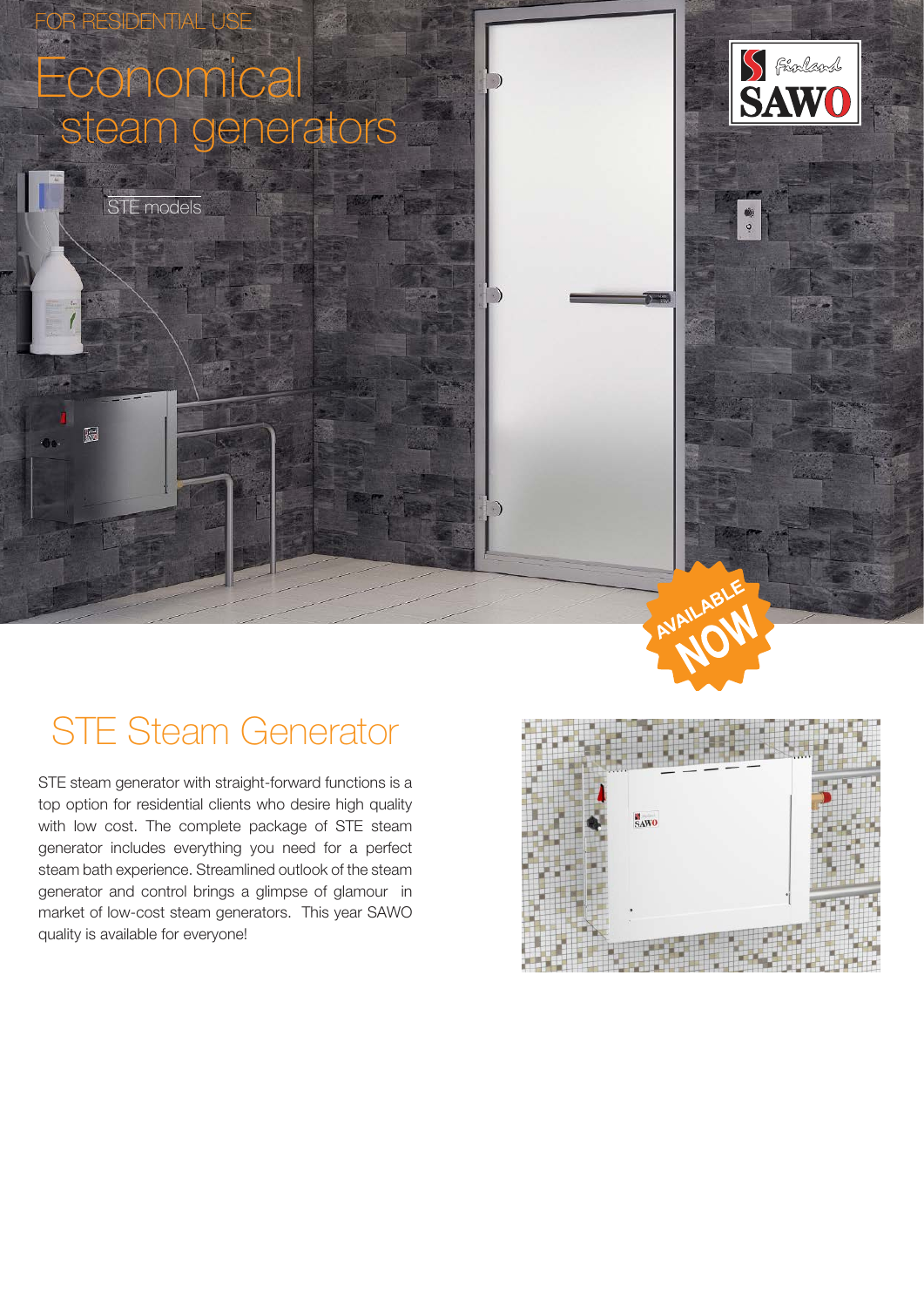FOR RESIDENTIAL USE

# Economical steam generators

STE models

AVAILABLE NOW

## STE Steam Generator

STE steam generator with straight-forward functions is a top option for residential clients who desire high quality with low cost. The complete package of STE steam generator includes everything you need for a perfect steam bath experience. Streamlined outlook of the steam generator and control brings a glimpse of glamour in market of low-cost steam generators. This year SAWO quality is available for everyone!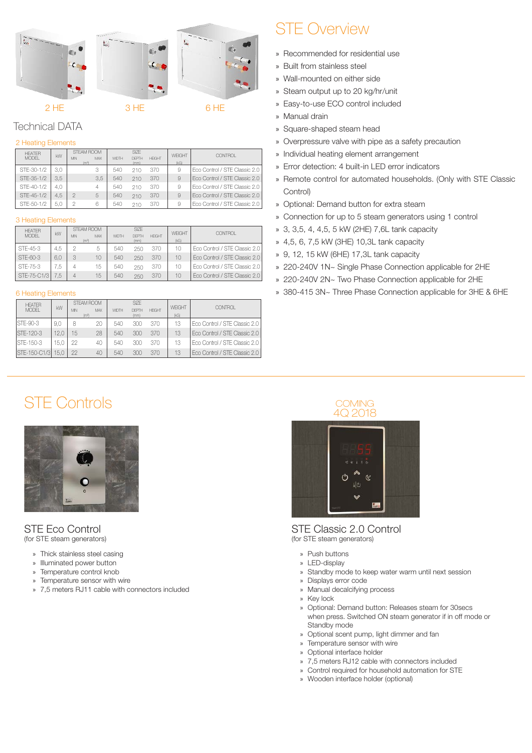2 HE

3 HE

6 HE

## Technical DATA

### 2 Heating Elements

| HEATER MODEL | kW | STEAM ROOM MIN (m³) | STEAM ROOM MAX (m³) | SIZE WIDTH (mm) | SIZE DEPTH (mm) | SIZE HEIGHT (mm) | WEIGHT (kG) | CONTROL |
|---|---|---|---|---|---|---|---|---|
| STE-30-1/2 | 3,0 | | 3 | 540 | 210 | 370 | 9 | Eco Control / STE Classic 2.0 |
| STE-35-1/2 | 3,5 | | 3,5 | 540 | 210 | 370 | 9 | Eco Control / STE Classic 2.0 |
| STE-40-1/2 | 4,0 | | 4 | 540 | 210 | 370 | 9 | Eco Control / STE Classic 2.0 |
| STE-45-1/2 | 4,5 | 2 | 5 | 540 | 210 | 370 | 9 | Eco Control / STE Classic 2.0 |
| STE-50-1/2 | 5,0 | 2 | 6 | 540 | 210 | 370 | 9 | Eco Control / STE Classic 2.0 |

### 3 Heating Elements

| HEATER MODEL | kW | STEAM ROOM MIN (m³) | STEAM ROOM MAX (m³) | SIZE WIDTH (mm) | SIZE DEPTH (mm) | SIZE HEIGHT (mm) | WEIGHT (kG) | CONTROL |
|---|---|---|---|---|---|---|---|---|
| STE-45-3 | 4,5 | 2 | 5 | 540 | 250 | 370 | 10 | Eco Control / STE Classic 2.0 |
| STE-60-3 | 6,0 | 3 | 10 | 540 | 250 | 370 | 10 | Eco Control / STE Classic 2.0 |
| STE-75-3 | 7,5 | 4 | 15 | 540 | 250 | 370 | 10 | Eco Control / STE Classic 2.0 |
| STE-75-C1/3 | 7,5 | 4 | 15 | 540 | 250 | 370 | 10 | Eco Control / STE Classic 2.0 |

### 6 Heating Elements

| HEATER MODEL | kW | STEAM ROOM MIN (m³) | STEAM ROOM MAX (m³) | SIZE WIDTH (mm) | SIZE DEPTH (mm) | SIZE HEIGHT (mm) | WEIGHT (kG) | CONTROL |
|---|---|---|---|---|---|---|---|---|
| STE-90-3 | 9,0 | 8 | 20 | 540 | 300 | 370 | 13 | Eco Control / STE Classic 2.0 |
| STE-120-3 | 12,0 | 15 | 28 | 540 | 300 | 370 | 13 | Eco Control / STE Classic 2.0 |
| STE-150-3 | 15,0 | 22 | 40 | 540 | 300 | 370 | 13 | Eco Control / STE Classic 2.0 |
| STE-150-C1/3 | 15,0 | 22 | 40 | 540 | 300 | 370 | 13 | Eco Control / STE Classic 2.0 |

## STE Overview

- Recommended for residential use
- Built from stainless steel
- Wall-mounted on either side
- Steam output up to 20 kg/hr/unit
- Easy-to-use ECO control included
- Manual drain
- Square-shaped steam head
- Overpressure valve with pipe as a safety precaution
- Individual heating element arrangement
- Error detection: 4 built-in LED error indicators
- Remote control for automated households. (Only with STE Classic Control)
- Optional: Demand button for extra steam
- Connection for up to 5 steam generators using 1 control
- 3, 3,5, 4, 4,5, 5 kW (2HE) 7,6L tank capacity
- 4,5, 6, 7,5 kW (3HE) 10,3L tank capacity
- 9, 12, 15 kW (6HE) 17,3L tank capacity
- 220-240V 1N~ Single Phase Connection applicable for 2HE
- 220-240V 2N~ Two Phase Connection applicable for 2HE
- 380-415 3N~ Three Phase Connection applicable for 3HE & 6HE

## STE Controls

### STE Eco Control
(for STE steam generators)

- Thick stainless steel casing
- Illuminated power button
- Temperature control knob
- Temperature sensor with wire
- 7,5 meters RJ11 cable with connectors included

COMING 4Q 2018

### STE Classic 2.0 Control
(for STE steam generators)

- Push buttons
- LED-display
- Standby mode to keep water warm until next session
- Displays error code
- Manual decalcifying process
- Key lock
- Optional: Demand button: Releases steam for 30secs when press. Switched ON steam generator if in off mode or Standby mode
- Optional scent pump, light dimmer and fan
- Temperature sensor with wire
- Optional interface holder
- 7,5 meters RJ12 cable with connectors included
- Control required for household automation for STE
- Wooden interface holder (optional)